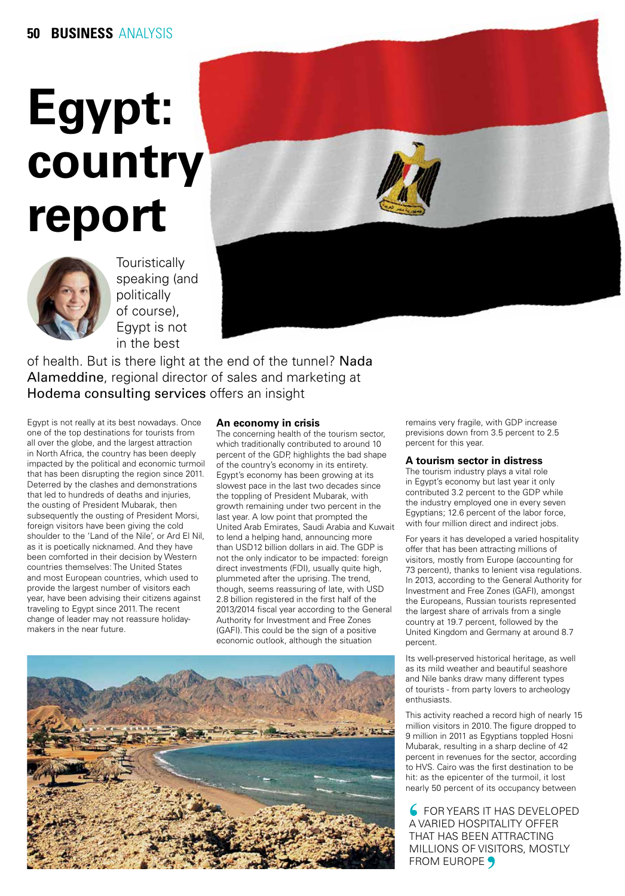# Egypt: country report

Touristically speaking (and politically of course), Egypt is not in the best of health. But is there light at the end of the tunnel? Nada Alameddine, regional director of sales and marketing at Hodema consulting services offers an insight

Egypt is not really at its best nowadays. Once one of the top destinations for tourists from all over the globe, and the largest attraction in North Africa, the country has been deeply impacted by the political and economic turmoil that has been disrupting the region since 2011. Deterred by the clashes and demonstrations that led to hundreds of deaths and injuries, the ousting of President Mubarak, then subsequently the ousting of President Morsi, foreign visitors have been giving the cold shoulder to the 'Land of the Nile', or Ard El Nil, as it is poetically nicknamed. And they have been comforted in their decision by Western countries themselves: The United States and most European countries, which used to provide the largest number of visitors each year, have been advising their citizens against traveling to Egypt since 2011. The recent change of leader may not reassure holiday-makers in the near future.

### An economy in crisis

The concerning health of the tourism sector, which traditionally contributed to around 10 percent of the GDP, highlights the bad shape of the country's economy in its entirety. Egypt's economy has been growing at its slowest pace in the last two decades since the toppling of President Mubarak, with growth remaining under two percent in the last year. A low point that prompted the United Arab Emirates, Saudi Arabia and Kuwait to lend a helping hand, announcing more than USD12 billion dollars in aid. The GDP is not the only indicator to be impacted: foreign direct investments (FDI), usually quite high, plummeted after the uprising. The trend, though, seems reassuring of late, with USD 2.8 billion registered in the first half of the 2013/2014 fiscal year according to the General Authority for Investment and Free Zones (GAFI). This could be the sign of a positive economic outlook, although the situation remains very fragile, with GDP increase previsions down from 3.5 percent to 2.5 percent for this year.

### A tourism sector in distress

The tourism industry plays a vital role in Egypt's economy but last year it only contributed 3.2 percent to the GDP while the industry employed one in every seven Egyptians; 12.6 percent of the labor force, with four million direct and indirect jobs.

For years it has developed a varied hospitality offer that has been attracting millions of visitors, mostly from Europe (accounting for 73 percent), thanks to lenient visa regulations. In 2013, according to the General Authority for Investment and Free Zones (GAFI), amongst the Europeans, Russian tourists represented the largest share of arrivals from a single country at 19.7 percent, followed by the United Kingdom and Germany at around 8.7 percent.

Its well-preserved historical heritage, as well as its mild weather and beautiful seashore and Nile banks draw many different types of tourists - from party lovers to archeology enthusiasts.

This activity reached a record high of nearly 15 million visitors in 2010. The figure dropped to 9 million in 2011 as Egyptians toppled Hosni Mubarak, resulting in a sharp decline of 42 percent in revenues for the sector, according to HVS. Cairo was the first destination to be hit: as the epicenter of the turmoil, it lost nearly 50 percent of its occupancy between

> FOR YEARS IT HAS DEVELOPED A VARIED HOSPITALITY OFFER THAT HAS BEEN ATTRACTING MILLIONS OF VISITORS, MOSTLY FROM EUROPE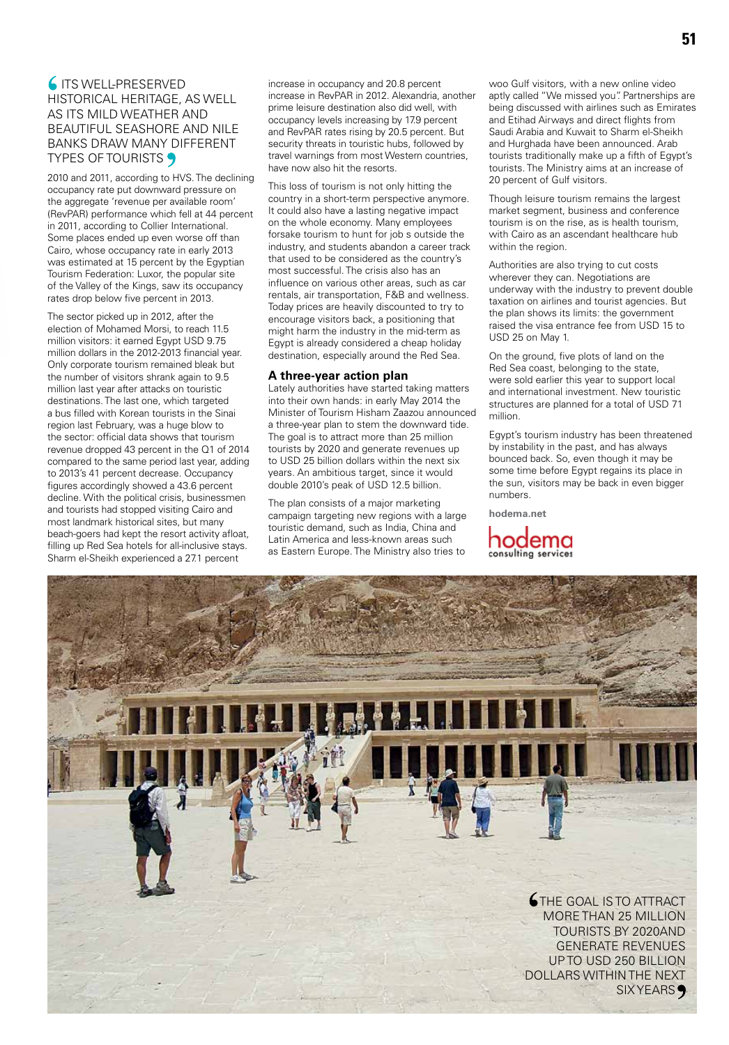ITS WELL-PRESERVED HISTORICAL HERITAGE, AS WELL AS ITS MILD WEATHER AND BEAUTIFUL SEASHORE AND NILE BANKS DRAW MANY DIFFERENT TYPES OF TOURISTS

2010 and 2011, according to HVS. The declining occupancy rate put downward pressure on the aggregate 'revenue per available room' (RevPAR) performance which fell at 44 percent in 2011, according to Collier International. Some places ended up even worse off than Cairo, whose occupancy rate in early 2013 was estimated at 15 percent by the Egyptian Tourism Federation: Luxor, the popular site of the Valley of the Kings, saw its occupancy rates drop below five percent in 2013.

The sector picked up in 2012, after the election of Mohamed Morsi, to reach 11.5 million visitors: it earned Egypt USD 9.75 million dollars in the 2012-2013 financial year. Only corporate tourism remained bleak but the number of visitors shrank again to 9.5 million last year after attacks on touristic destinations. The last one, which targeted a bus filled with Korean tourists in the Sinai region last February, was a huge blow to the sector: official data shows that tourism revenue dropped 43 percent in the Q1 of 2014 compared to the same period last year, adding to 2013's 41 percent decrease. Occupancy figures accordingly showed a 43.6 percent decline. With the political crisis, businessmen and tourists had stopped visiting Cairo and most landmark historical sites, but many beach-goers had kept the resort activity afloat, filling up Red Sea hotels for all-inclusive stays. Sharm el-Sheikh experienced a 27.1 percent increase in occupancy and 20.8 percent increase in RevPAR in 2012. Alexandria, another prime leisure destination also did well, with occupancy levels increasing by 17.9 percent and RevPAR rates rising by 20.5 percent. But security threats in touristic hubs, followed by travel warnings from most Western countries, have now also hit the resorts.

This loss of tourism is not only hitting the country in a short-term perspective anymore. It could also have a lasting negative impact on the whole economy. Many employees forsake tourism to hunt for job s outside the industry, and students abandon a career track that used to be considered as the country's most successful. The crisis also has an influence on various other areas, such as car rentals, air transportation, F&B and wellness. Today prices are heavily discounted to try to encourage visitors back, a positioning that might harm the industry in the mid-term as Egypt is already considered a cheap holiday destination, especially around the Red Sea.

## A three-year action plan

Lately authorities have started taking matters into their own hands: in early May 2014 the Minister of Tourism Hisham Zaazou announced a three-year plan to stem the downward tide. The goal is to attract more than 25 million tourists by 2020 and generate revenues up to USD 25 billion dollars within the next six years. An ambitious target, since it would double 2010's peak of USD 12.5 billion.

The plan consists of a major marketing campaign targeting new regions with a large touristic demand, such as India, China and Latin America and less-known areas such as Eastern Europe. The Ministry also tries to woo Gulf visitors, with a new online video aptly called "We missed you". Partnerships are being discussed with airlines such as Emirates and Etihad Airways and direct flights from Saudi Arabia and Kuwait to Sharm el-Sheikh and Hurghada have been announced. Arab tourists traditionally make up a fifth of Egypt's tourists. The Ministry aims at an increase of 20 percent of Gulf visitors.

Though leisure tourism remains the largest market segment, business and conference tourism is on the rise, as is health tourism, with Cairo as an ascendant healthcare hub within the region.

Authorities are also trying to cut costs wherever they can. Negotiations are underway with the industry to prevent double taxation on airlines and tourist agencies. But the plan shows its limits: the government raised the visa entrance fee from USD 15 to USD 25 on May 1.

On the ground, five plots of land on the Red Sea coast, belonging to the state, were sold earlier this year to support local and international investment. New touristic structures are planned for a total of USD 71 million.

Egypt's tourism industry has been threatened by instability in the past, and has always bounced back. So, even though it may be some time before Egypt regains its place in the sun, visitors may be back in even bigger numbers.

**hodema.net**

hodema consulting services

THE GOAL IS TO ATTRACT MORE THAN 25 MILLION TOURISTS BY 2020AND GENERATE REVENUES UP TO USD 250 BILLION DOLLARS WITHIN THE NEXT SIX YEARS